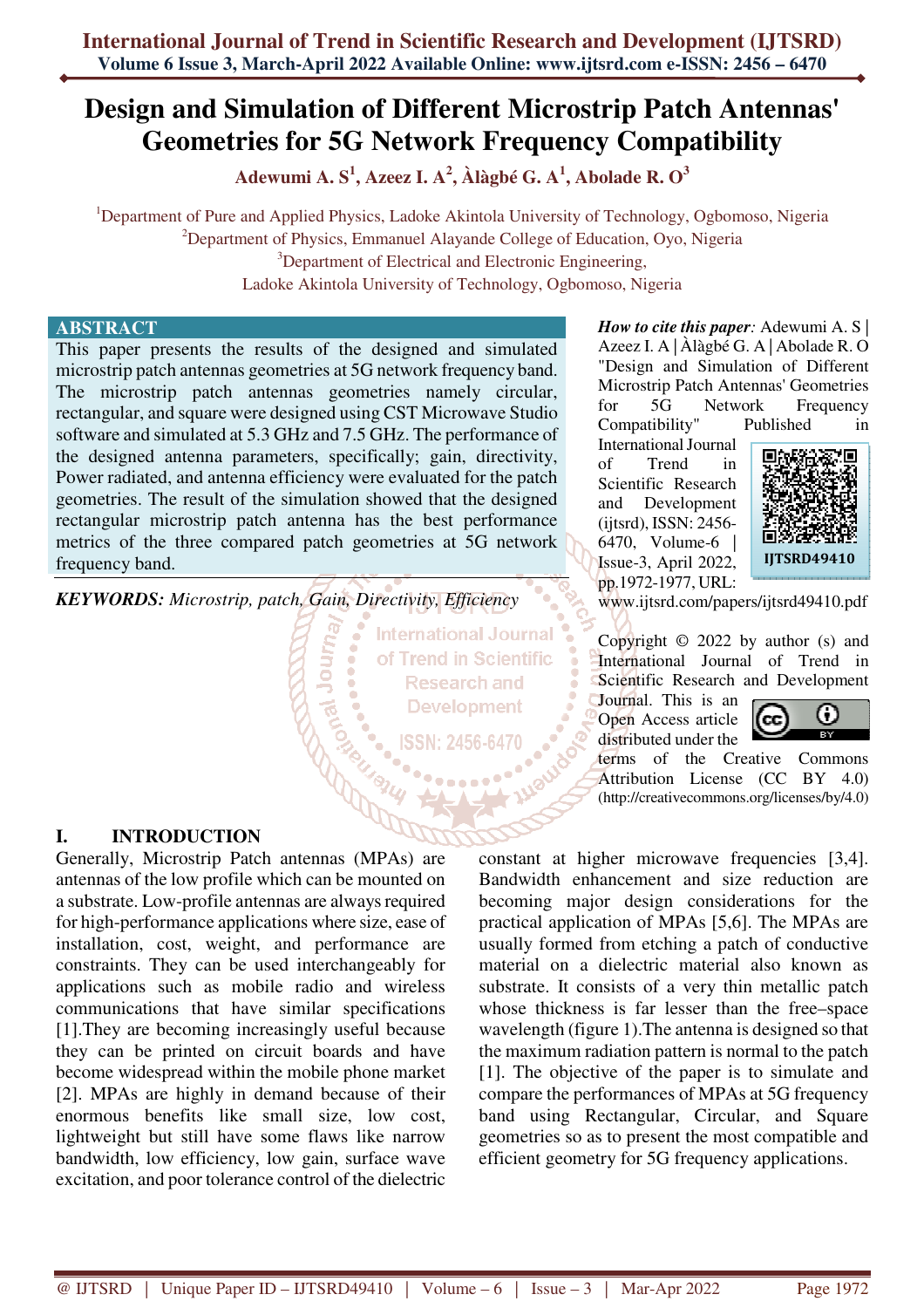# Design and Simulation of Different Microstrip Patch Antennas' Geometries for 5G Network Frequency Compatibility

**Adewumi A. S[1], Azeez I. A[2], Àlàgbé G. A[1], Abolade R. O[3]**

[1]Department of Pure and Applied Physics, Ladoke Akintola University of Technology, Ogbomoso, Nigeria
[2]Department of Physics, Emmanuel Alayande College of Education, Oyo, Nigeria
[3]Department of Electrical and Electronic Engineering, Ladoke Akintola University of Technology, Ogbomoso, Nigeria

## ABSTRACT

This paper presents the results of the designed and simulated microstrip patch antennas geometries at 5G network frequency band. The microstrip patch antennas geometries namely circular, rectangular, and square were designed using CST Microwave Studio software and simulated at 5.3 GHz and 7.5 GHz. The performance of the designed antenna parameters, specifically; gain, directivity, Power radiated, and antenna efficiency were evaluated for the patch geometries. The result of the simulation showed that the designed rectangular microstrip patch antenna has the best performance metrics of the three compared patch geometries at 5G network frequency band.

***KEYWORDS:*** *Microstrip, patch, Gain, Directivity, Efficiency*

***How to cite this paper:*** Adewumi A. S | Azeez I. A | Àlàgbé G. A | Abolade R. O "Design and Simulation of Different Microstrip Patch Antennas' Geometries for 5G Network Frequency Compatibility" Published in International Journal of Trend in Scientific Research and Development (ijtsrd), ISSN: 2456-6470, Volume-6 | Issue-3, April 2022, pp.1972-1977, URL: www.ijtsrd.com/papers/ijtsrd49410.pdf

IJTSRD49410

Copyright © 2022 by author (s) and International Journal of Trend in Scientific Research and Development Journal. This is an Open Access article distributed under the terms of the Creative Commons Attribution License (CC BY 4.0) (http://creativecommons.org/licenses/by/4.0)

## I. INTRODUCTION

Generally, Microstrip Patch antennas (MPAs) are antennas of the low profile which can be mounted on a substrate. Low-profile antennas are always required for high-performance applications where size, ease of installation, cost, weight, and performance are constraints. They can be used interchangeably for applications such as mobile radio and wireless communications that have similar specifications [1].They are becoming increasingly useful because they can be printed on circuit boards and have become widespread within the mobile phone market [2]. MPAs are highly in demand because of their enormous benefits like small size, low cost, lightweight but still have some flaws like narrow bandwidth, low efficiency, low gain, surface wave excitation, and poor tolerance control of the dielectric constant at higher microwave frequencies [3,4]. Bandwidth enhancement and size reduction are becoming major design considerations for the practical application of MPAs [5,6]. The MPAs are usually formed from etching a patch of conductive material on a dielectric material also known as substrate. It consists of a very thin metallic patch whose thickness is far lesser than the free–space wavelength (figure 1).The antenna is designed so that the maximum radiation pattern is normal to the patch [1]. The objective of the paper is to simulate and compare the performances of MPAs at 5G frequency band using Rectangular, Circular, and Square geometries so as to present the most compatible and efficient geometry for 5G frequency applications.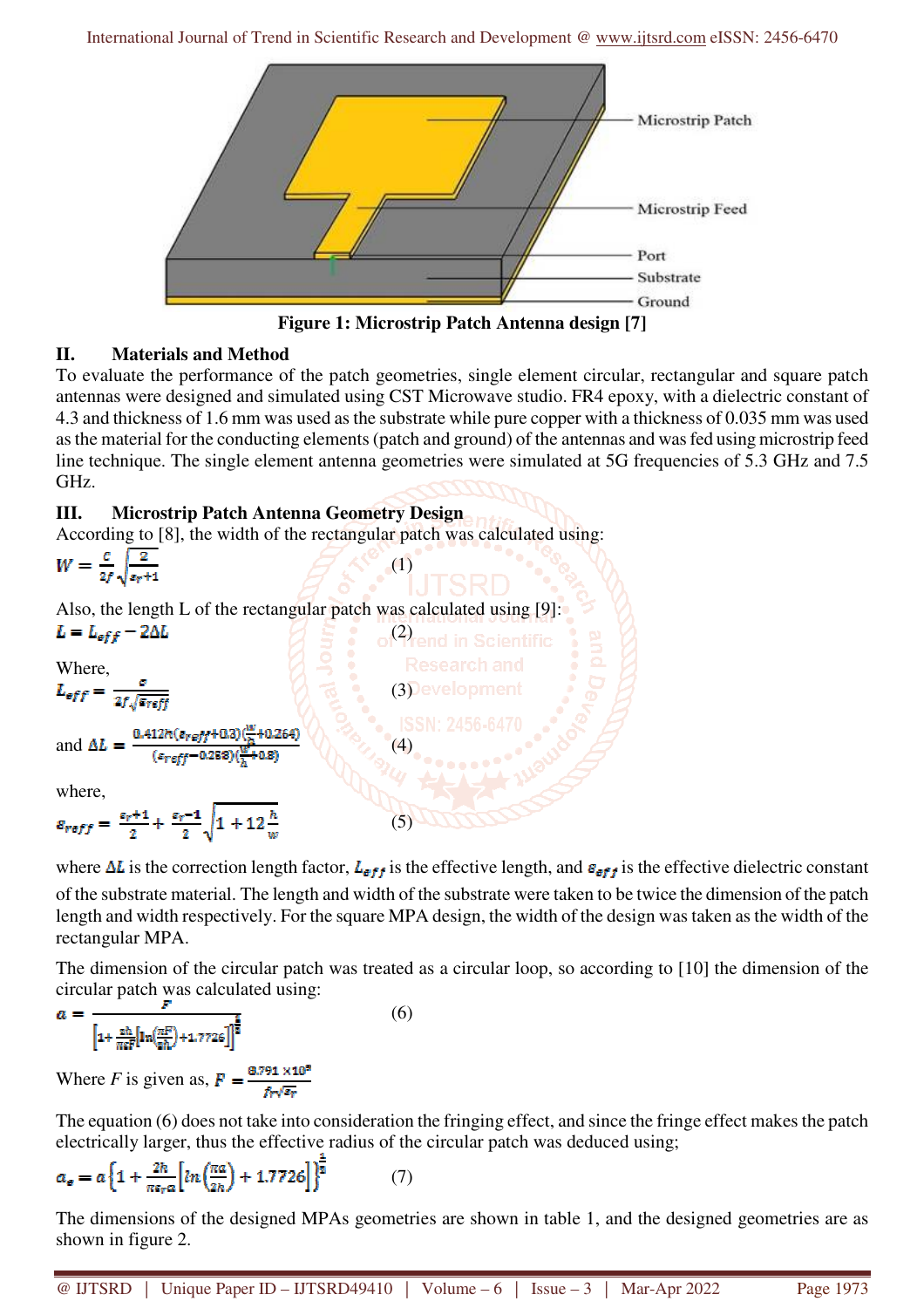Figure 1: Microstrip Patch Antenna design [7]

## II. Materials and Method

To evaluate the performance of the patch geometries, single element circular, rectangular and square patch antennas were designed and simulated using CST Microwave studio. FR4 epoxy, with a dielectric constant of 4.3 and thickness of 1.6 mm was used as the substrate while pure copper with a thickness of 0.035 mm was used as the material for the conducting elements (patch and ground) of the antennas and was fed using microstrip feed line technique. The single element antenna geometries were simulated at 5G frequencies of 5.3 GHz and 7.5 GHz.

## III. Microstrip Patch Antenna Geometry Design

According to [8], the width of the rectangular patch was calculated using:

$$W = \frac{c}{2f}\sqrt{\frac{2}{\varepsilon_r + 1}} \quad (1)$$

Also, the length L of the rectangular patch was calculated using [9]:

$$L = L_{eff} - 2\Delta L \quad (2)$$

Where,

$$L_{eff} = \frac{c}{2f\sqrt{\varepsilon_{reff}}} \quad (3)$$

and

$$\Delta L = \frac{0.412h(\varepsilon_{reff}+0.3)\left(\frac{W}{h}+0.264\right)}{(\varepsilon_{reff}-0.258)\left(\frac{W}{h}+0.8\right)} \quad (4)$$

where,

$$\varepsilon_{reff} = \frac{\varepsilon_r+1}{2} + \frac{\varepsilon_r-1}{2}\sqrt{1+12\frac{h}{w}} \quad (5)$$

where $\Delta L$ is the correction length factor, $L_{eff}$ is the effective length, and $\varepsilon_{eff}$ is the effective dielectric constant of the substrate material. The length and width of the substrate were taken to be twice the dimension of the patch length and width respectively. For the square MPA design, the width of the design was taken as the width of the rectangular MPA.

The dimension of the circular patch was treated as a circular loop, so according to [10] the dimension of the circular patch was calculated using:

$$a = \frac{F}{\left[1+\frac{2h}{\pi \varepsilon F}\left[\ln\left(\frac{\pi F}{2h}\right)+1.7726\right]\right]^{\frac{1}{2}}} \quad (6)$$

Where $F$ is given as, $F = \frac{8.791\times10^{9}}{f_r\sqrt{\varepsilon_r}}$

The equation (6) does not take into consideration the fringing effect, and since the fringe effect makes the patch electrically larger, thus the effective radius of the circular patch was deduced using;

$$a_e = a\left\{1+\frac{2h}{\pi\varepsilon_r a}\left[\ln\left(\frac{\pi a}{2h}\right)+1.7726\right]\right\}^{\frac{1}{2}} \quad (7)$$

The dimensions of the designed MPAs geometries are shown in table 1, and the designed geometries are as shown in figure 2.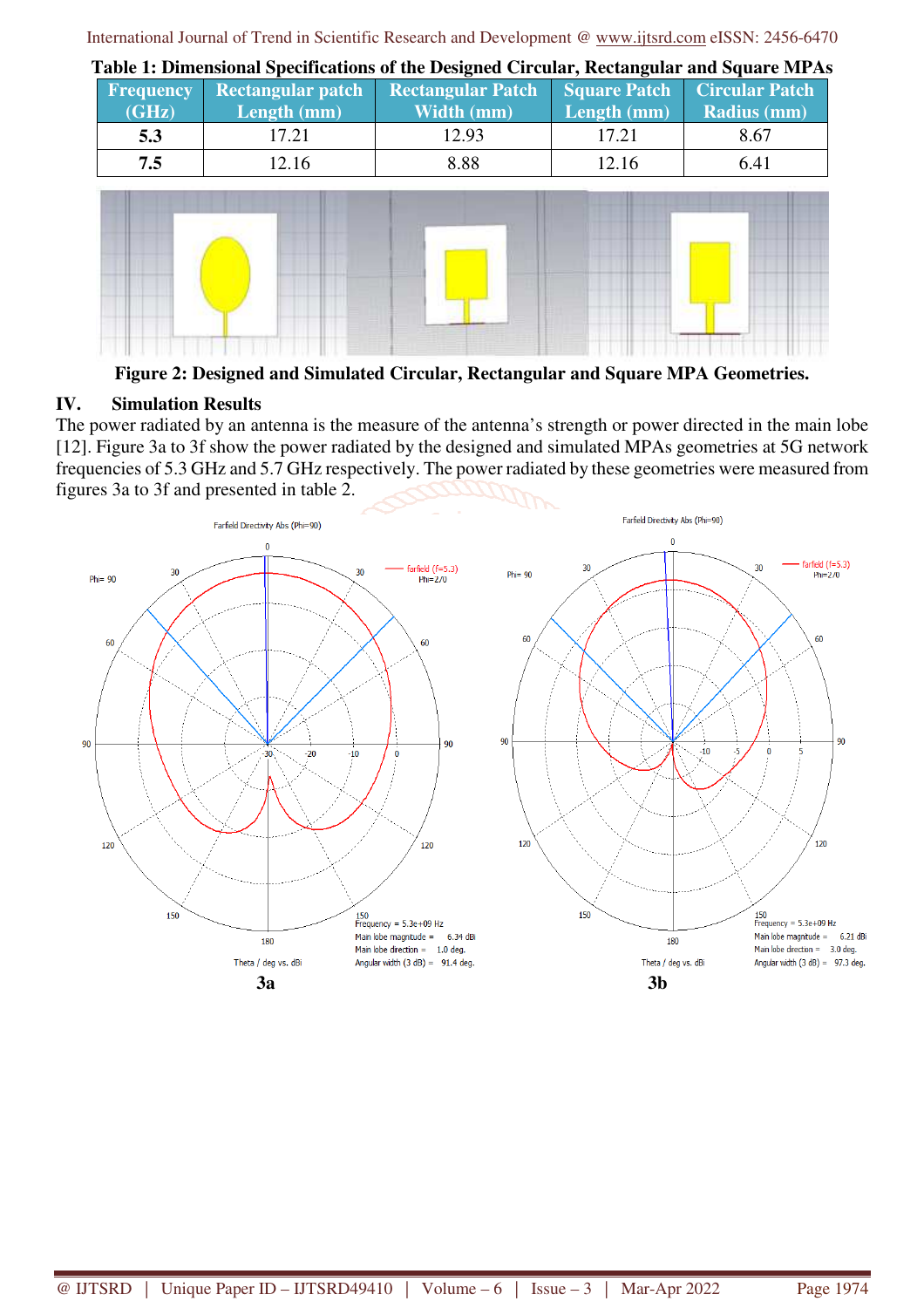**Table 1: Dimensional Specifications of the Designed Circular, Rectangular and Square MPAs**

| Frequency (GHz) | Rectangular patch Length (mm) | Rectangular Patch Width (mm) | Square Patch Length (mm) | Circular Patch Radius (mm) |
|---|---|---|---|---|
| **5.3** | 17.21 | 12.93 | 17.21 | 8.67 |
| **7.5** | 12.16 | 8.88 | 12.16 | 6.41 |

**Figure 2: Designed and Simulated Circular, Rectangular and Square MPA Geometries.**

## IV. Simulation Results

The power radiated by an antenna is the measure of the antenna's strength or power directed in the main lobe [12]. Figure 3a to 3f show the power radiated by the designed and simulated MPAs geometries at 5G network frequencies of 5.3 GHz and 5.7 GHz respectively. The power radiated by these geometries were measured from figures 3a to 3f and presented in table 2.

**3a**

**3b**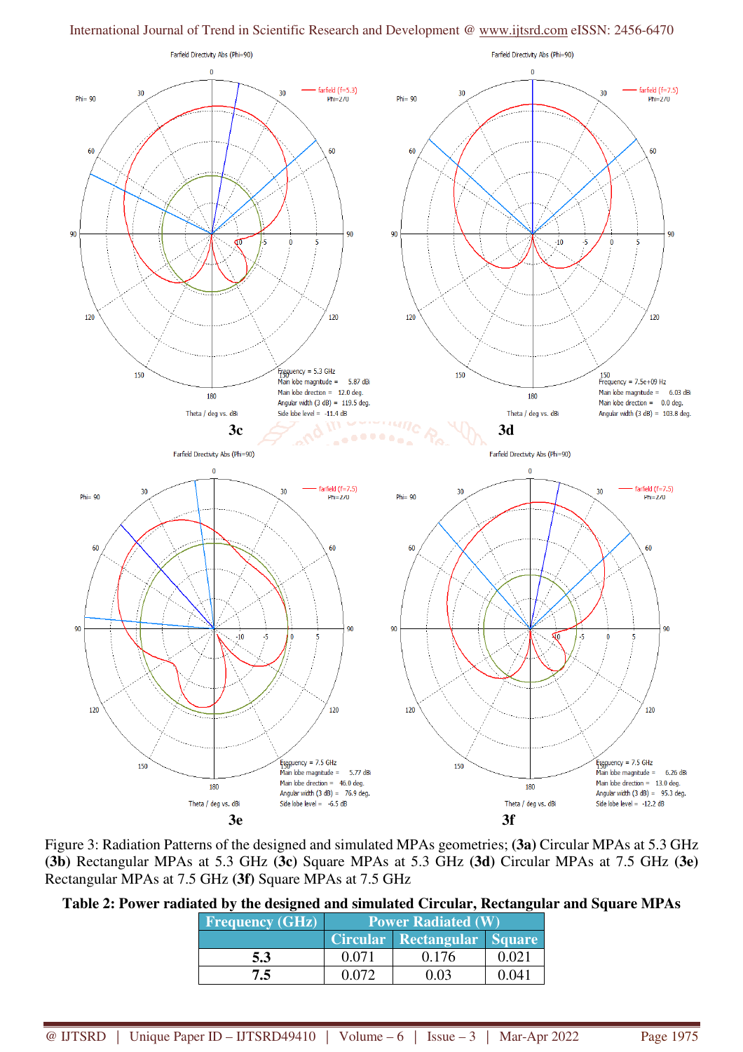Figure 3: Radiation Patterns of the designed and simulated MPAs geometries; **(3a)** Circular MPAs at 5.3 GHz **(3b)** Rectangular MPAs at 5.3 GHz **(3c)** Square MPAs at 5.3 GHz **(3d)** Circular MPAs at 7.5 GHz **(3e)** Rectangular MPAs at 7.5 GHz **(3f)** Square MPAs at 7.5 GHz

**Table 2: Power radiated by the designed and simulated Circular, Rectangular and Square MPAs**

| Frequency (GHz) | Power Radiated (W) | | |
|---|---|---|---|
| | Circular | Rectangular | Square |
| **5.3** | 0.071 | 0.176 | 0.021 |
| **7.5** | 0.072 | 0.03 | 0.041 |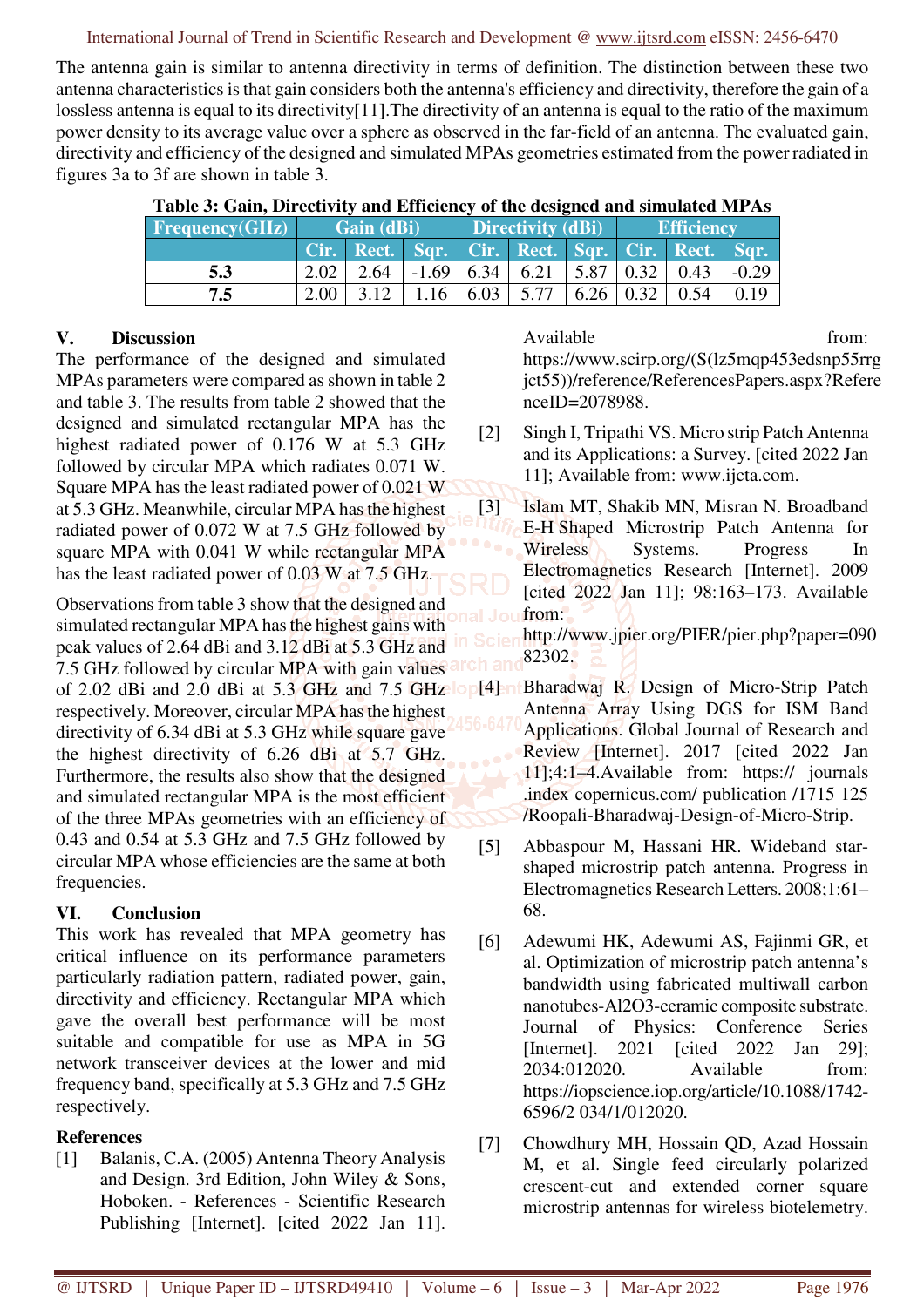The antenna gain is similar to antenna directivity in terms of definition. The distinction between these two antenna characteristics is that gain considers both the antenna's efficiency and directivity, therefore the gain of a lossless antenna is equal to its directivity[11].The directivity of an antenna is equal to the ratio of the maximum power density to its average value over a sphere as observed in the far-field of an antenna. The evaluated gain, directivity and efficiency of the designed and simulated MPAs geometries estimated from the power radiated in figures 3a to 3f are shown in table 3.

**Table 3: Gain, Directivity and Efficiency of the designed and simulated MPAs**

| Frequency(GHz) | Gain (dBi) | | | Directivity (dBi) | | | Efficiency | | |
|---|---|---|---|---|---|---|---|---|---|
| | Cir. | Rect. | Sqr. | Cir. | Rect. | Sqr. | Cir. | Rect. | Sqr. |
| **5.3** | 2.02 | 2.64 | -1.69 | 6.34 | 6.21 | 5.87 | 0.32 | 0.43 | -0.29 |
| **7.5** | 2.00 | 3.12 | 1.16 | 6.03 | 5.77 | 6.26 | 0.32 | 0.54 | 0.19 |

## V. Discussion

The performance of the designed and simulated MPAs parameters were compared as shown in table 2 and table 3. The results from table 2 showed that the designed and simulated rectangular MPA has the highest radiated power of 0.176 W at 5.3 GHz followed by circular MPA which radiates 0.071 W. Square MPA has the least radiated power of 0.021 W at 5.3 GHz. Meanwhile, circular MPA has the highest radiated power of 0.072 W at 7.5 GHz followed by square MPA with 0.041 W while rectangular MPA has the least radiated power of 0.03 W at 7.5 GHz.

Observations from table 3 show that the designed and simulated rectangular MPA has the highest gains with peak values of 2.64 dBi and 3.12 dBi at 5.3 GHz and 7.5 GHz followed by circular MPA with gain values of 2.02 dBi and 2.0 dBi at 5.3 GHz and 7.5 GHz respectively. Moreover, circular MPA has the highest directivity of 6.34 dBi at 5.3 GHz while square gave the highest directivity of 6.26 dBi at 5.7 GHz. Furthermore, the results also show that the designed and simulated rectangular MPA is the most efficient of the three MPAs geometries with an efficiency of 0.43 and 0.54 at 5.3 GHz and 7.5 GHz followed by circular MPA whose efficiencies are the same at both frequencies.

## VI. Conclusion

This work has revealed that MPA geometry has critical influence on its performance parameters particularly radiation pattern, radiated power, gain, directivity and efficiency. Rectangular MPA which gave the overall best performance will be most suitable and compatible for use as MPA in 5G network transceiver devices at the lower and mid frequency band, specifically at 5.3 GHz and 7.5 GHz respectively.

## References

[1] Balanis, C.A. (2005) Antenna Theory Analysis and Design. 3rd Edition, John Wiley & Sons, Hoboken. - References - Scientific Research Publishing [Internet]. [cited 2022 Jan 11]. Available from: https://www.scirp.org/(S(lz5mqp453edsnp55rrgjct55))/reference/ReferencesPapers.aspx?ReferenceID=2078988.

[2] Singh I, Tripathi VS. Micro strip Patch Antenna and its Applications: a Survey. [cited 2022 Jan 11]; Available from: www.ijcta.com.

[3] Islam MT, Shakib MN, Misran N. Broadband E-H Shaped Microstrip Patch Antenna for Wireless Systems. Progress In Electromagnetics Research [Internet]. 2009 [cited 2022 Jan 11]; 98:163–173. Available from: http://www.jpier.org/PIER/pier.php?paper=09082302.

[4] Bharadwaj R. Design of Micro-Strip Patch Antenna Array Using DGS for ISM Band Applications. Global Journal of Research and Review [Internet]. 2017 [cited 2022 Jan 11];4:1–4.Available from: https:// journals .index copernicus.com/ publication /1715 125 /Roopali-Bharadwaj-Design-of-Micro-Strip.

[5] Abbaspour M, Hassani HR. Wideband star-shaped microstrip patch antenna. Progress in Electromagnetics Research Letters. 2008;1:61–68.

[6] Adewumi HK, Adewumi AS, Fajinmi GR, et al. Optimization of microstrip patch antenna's bandwidth using fabricated multiwall carbon nanotubes-Al2O3-ceramic composite substrate. Journal of Physics: Conference Series [Internet]. 2021 [cited 2022 Jan 29]; 2034:012020. Available from: https://iopscience.iop.org/article/10.1088/1742-6596/2 034/1/012020.

[7] Chowdhury MH, Hossain QD, Azad Hossain M, et al. Single feed circularly polarized crescent-cut and extended corner square microstrip antennas for wireless biotelemetry.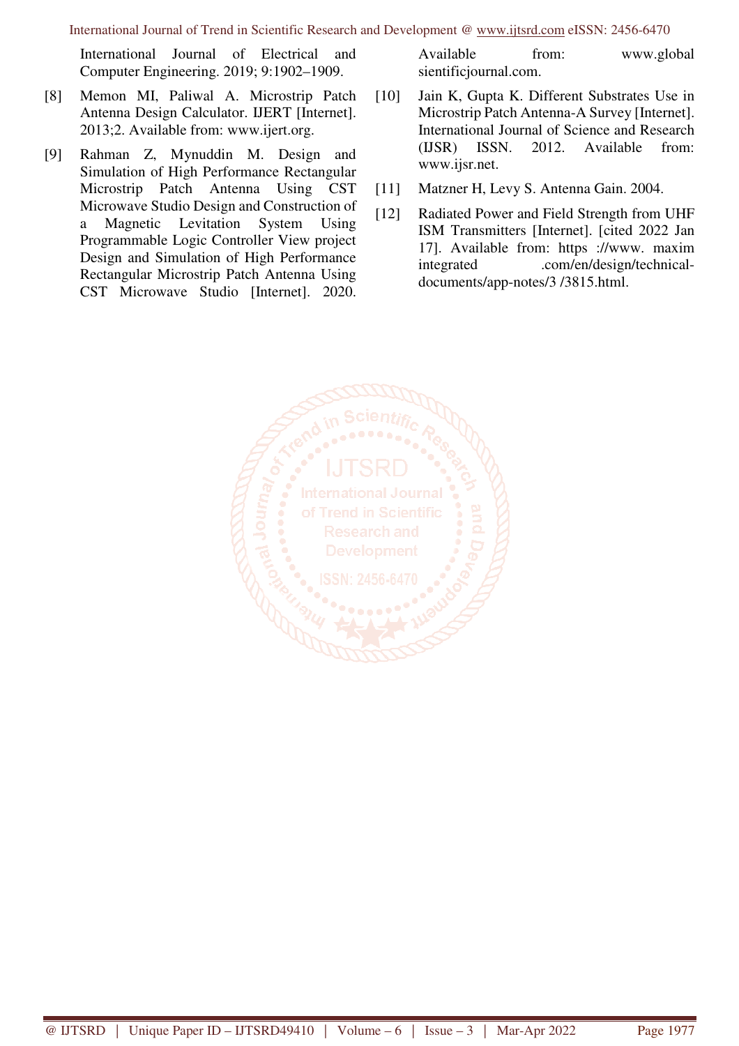International Journal of Electrical and Computer Engineering. 2019; 9:1902–1909.

[8] Memon MI, Paliwal A. Microstrip Patch Antenna Design Calculator. IJERT [Internet]. 2013;2. Available from: www.ijert.org.

[9] Rahman Z, Mynuddin M. Design and Simulation of High Performance Rectangular Microstrip Patch Antenna Using CST Microwave Studio Design and Construction of a Magnetic Levitation System Using Programmable Logic Controller View project Design and Simulation of High Performance Rectangular Microstrip Patch Antenna Using CST Microwave Studio [Internet]. 2020. Available from: www.global sientificjournal.com.

[10] Jain K, Gupta K. Different Substrates Use in Microstrip Patch Antenna-A Survey [Internet]. International Journal of Science and Research (IJSR) ISSN. 2012. Available from: www.ijsr.net.

[11] Matzner H, Levy S. Antenna Gain. 2004.

[12] Radiated Power and Field Strength from UHF ISM Transmitters [Internet]. [cited 2022 Jan 17]. Available from: https ://www. maxim integrated .com/en/design/technical-documents/app-notes/3 /3815.html.